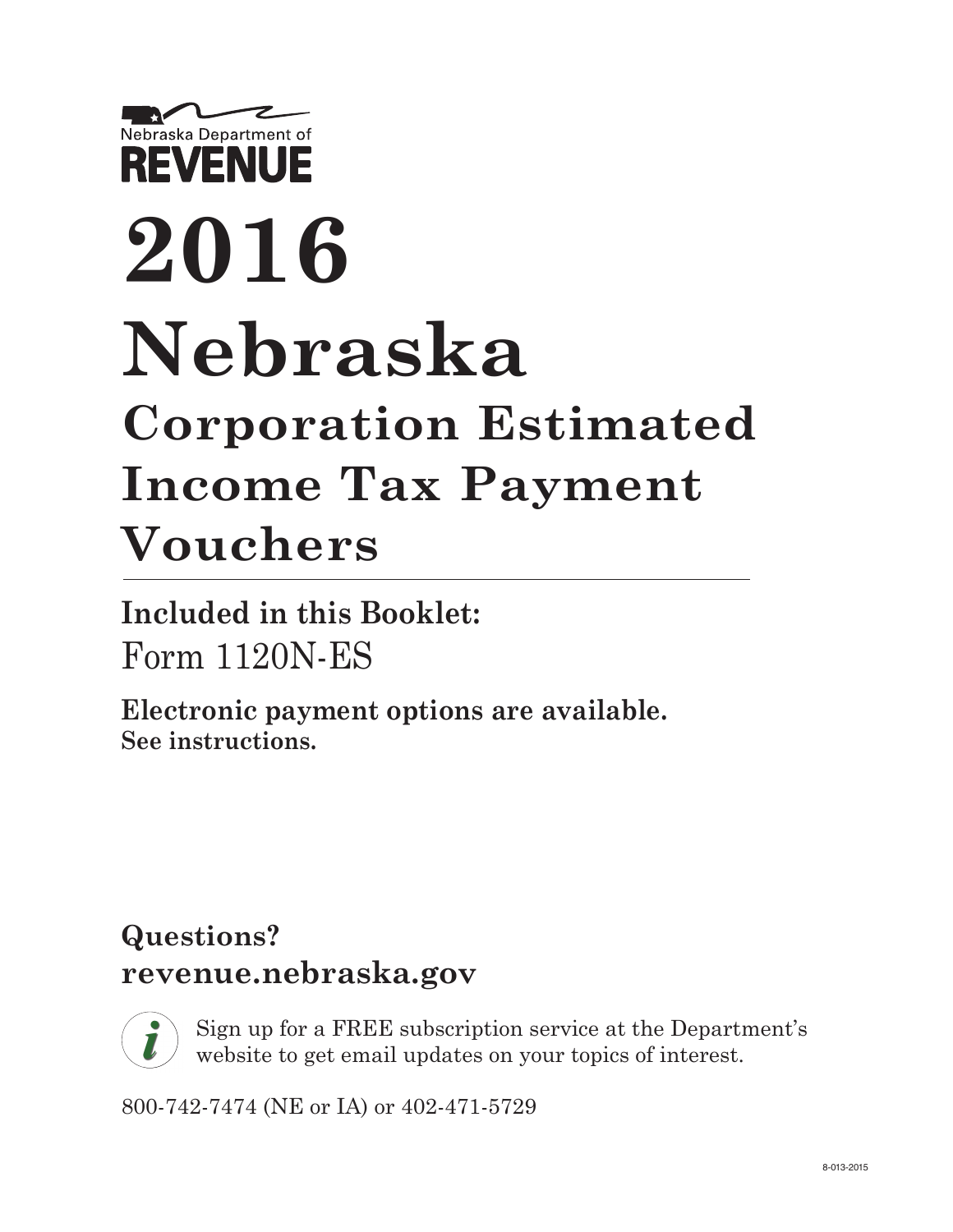Nebraska Department of

**REVENUE**

# 2016 Nebraska

## Corporation Estimated Income Tax Payment Vouchers

**Included in this Booklet:**

Form 1120N-ES

**Electronic payment options are available.**
**See instructions.**

## Questions?
## revenue.nebraska.gov

Sign up for a FREE subscription service at the Department's website to get email updates on your topics of interest.

800-742-7474 (NE or IA) or 402-471-5729

8-013-2015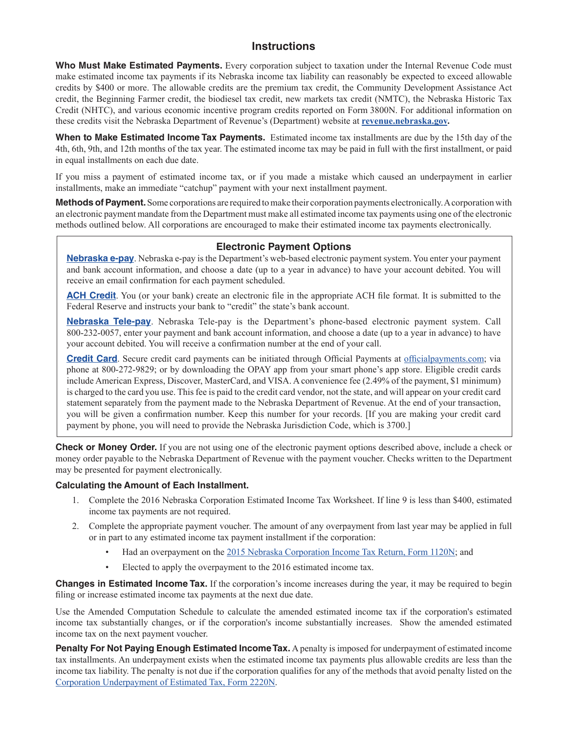# Instructions

**Who Must Make Estimated Payments.** Every corporation subject to taxation under the Internal Revenue Code must make estimated income tax payments if its Nebraska income tax liability can reasonably be expected to exceed allowable credits by $400 or more. The allowable credits are the premium tax credit, the Community Development Assistance Act credit, the Beginning Farmer credit, the biodiesel tax credit, new markets tax credit (NMTC), the Nebraska Historic Tax Credit (NHTC), and various economic incentive program credits reported on Form 3800N. For additional information on these credits visit the Nebraska Department of Revenue's (Department) website at **revenue.nebraska.gov.**

**When to Make Estimated Income Tax Payments.** Estimated income tax installments are due by the 15th day of the 4th, 6th, 9th, and 12th months of the tax year. The estimated income tax may be paid in full with the first installment, or paid in equal installments on each due date.

If you miss a payment of estimated income tax, or if you made a mistake which caused an underpayment in earlier installments, make an immediate "catchup" payment with your next installment payment.

**Methods of Payment.** Some corporations are required to make their corporation payments electronically. A corporation with an electronic payment mandate from the Department must make all estimated income tax payments using one of the electronic methods outlined below. All corporations are encouraged to make their estimated income tax payments electronically.

## Electronic Payment Options

**Nebraska e-pay**. Nebraska e-pay is the Department's web-based electronic payment system. You enter your payment and bank account information, and choose a date (up to a year in advance) to have your account debited. You will receive an email confirmation for each payment scheduled.

**ACH Credit**. You (or your bank) create an electronic file in the appropriate ACH file format. It is submitted to the Federal Reserve and instructs your bank to "credit" the state's bank account.

**Nebraska Tele-pay**. Nebraska Tele-pay is the Department's phone-based electronic payment system. Call 800-232-0057, enter your payment and bank account information, and choose a date (up to a year in advance) to have your account debited. You will receive a confirmation number at the end of your call.

**Credit Card**. Secure credit card payments can be initiated through Official Payments at officialpayments.com; via phone at 800-272-9829; or by downloading the OPAY app from your smart phone's app store. Eligible credit cards include American Express, Discover, MasterCard, and VISA. A convenience fee (2.49% of the payment, $1 minimum) is charged to the card you use. This fee is paid to the credit card vendor, not the state, and will appear on your credit card statement separately from the payment made to the Nebraska Department of Revenue. At the end of your transaction, you will be given a confirmation number. Keep this number for your records. [If you are making your credit card payment by phone, you will need to provide the Nebraska Jurisdiction Code, which is 3700.]

**Check or Money Order.** If you are not using one of the electronic payment options described above, include a check or money order payable to the Nebraska Department of Revenue with the payment voucher. Checks written to the Department may be presented for payment electronically.

**Calculating the Amount of Each Installment.**

1. Complete the 2016 Nebraska Corporation Estimated Income Tax Worksheet. If line 9 is less than $400, estimated income tax payments are not required.
2. Complete the appropriate payment voucher. The amount of any overpayment from last year may be applied in full or in part to any estimated income tax payment installment if the corporation:
   - Had an overpayment on the 2015 Nebraska Corporation Income Tax Return, Form 1120N; and
   - Elected to apply the overpayment to the 2016 estimated income tax.

**Changes in Estimated Income Tax.** If the corporation's income increases during the year, it may be required to begin filing or increase estimated income tax payments at the next due date.

Use the Amended Computation Schedule to calculate the amended estimated income tax if the corporation's estimated income tax substantially changes, or if the corporation's income substantially increases. Show the amended estimated income tax on the next payment voucher.

**Penalty For Not Paying Enough Estimated Income Tax.** A penalty is imposed for underpayment of estimated income tax installments. An underpayment exists when the estimated income tax payments plus allowable credits are less than the income tax liability. The penalty is not due if the corporation qualifies for any of the methods that avoid penalty listed on the Corporation Underpayment of Estimated Tax, Form 2220N.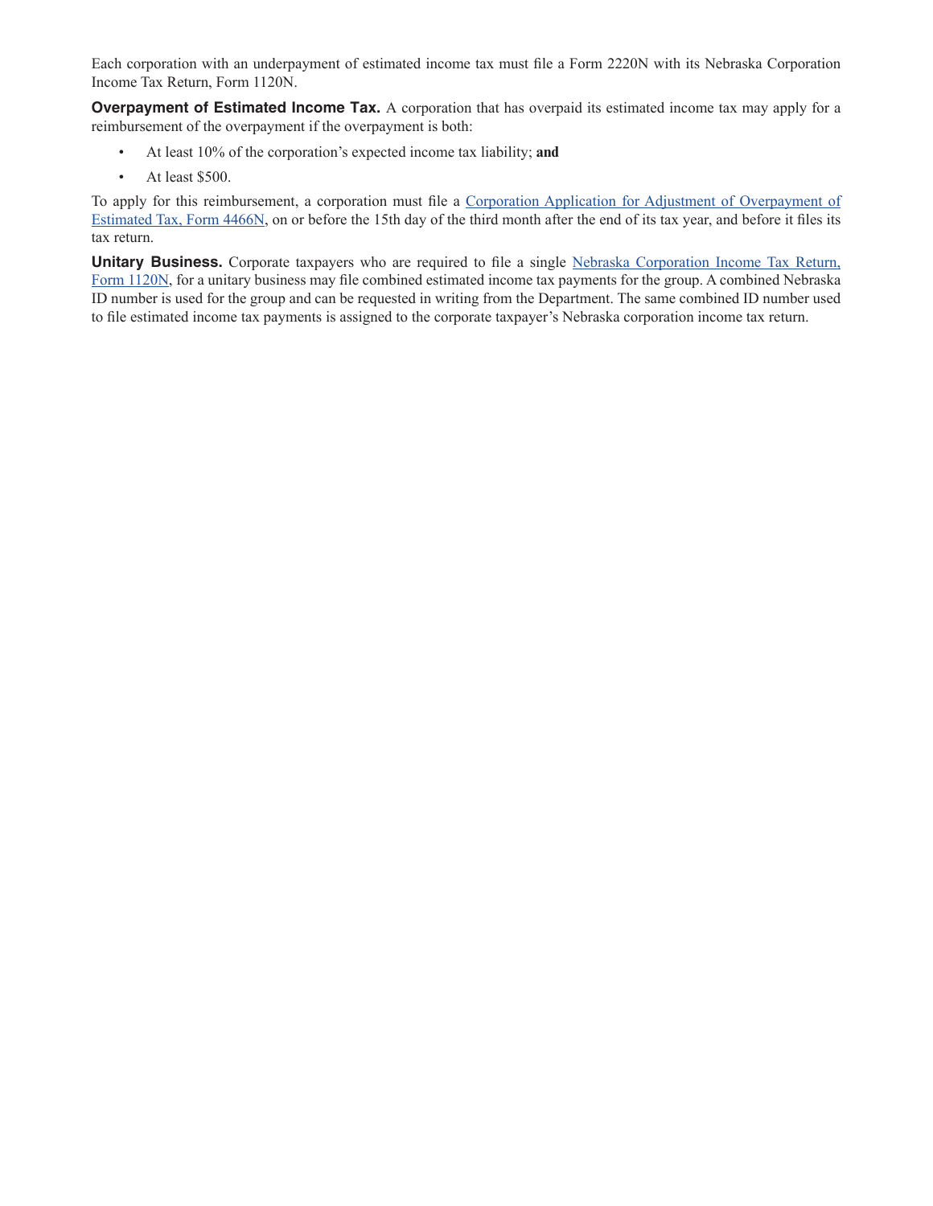Each corporation with an underpayment of estimated income tax must file a Form 2220N with its Nebraska Corporation Income Tax Return, Form 1120N.

**Overpayment of Estimated Income Tax.** A corporation that has overpaid its estimated income tax may apply for a reimbursement of the overpayment if the overpayment is both:

- At least 10% of the corporation's expected income tax liability; **and**
- At least $500.

To apply for this reimbursement, a corporation must file a Corporation Application for Adjustment of Overpayment of Estimated Tax, Form 4466N, on or before the 15th day of the third month after the end of its tax year, and before it files its tax return.

**Unitary Business.** Corporate taxpayers who are required to file a single Nebraska Corporation Income Tax Return, Form 1120N, for a unitary business may file combined estimated income tax payments for the group. A combined Nebraska ID number is used for the group and can be requested in writing from the Department. The same combined ID number used to file estimated income tax payments is assigned to the corporate taxpayer's Nebraska corporation income tax return.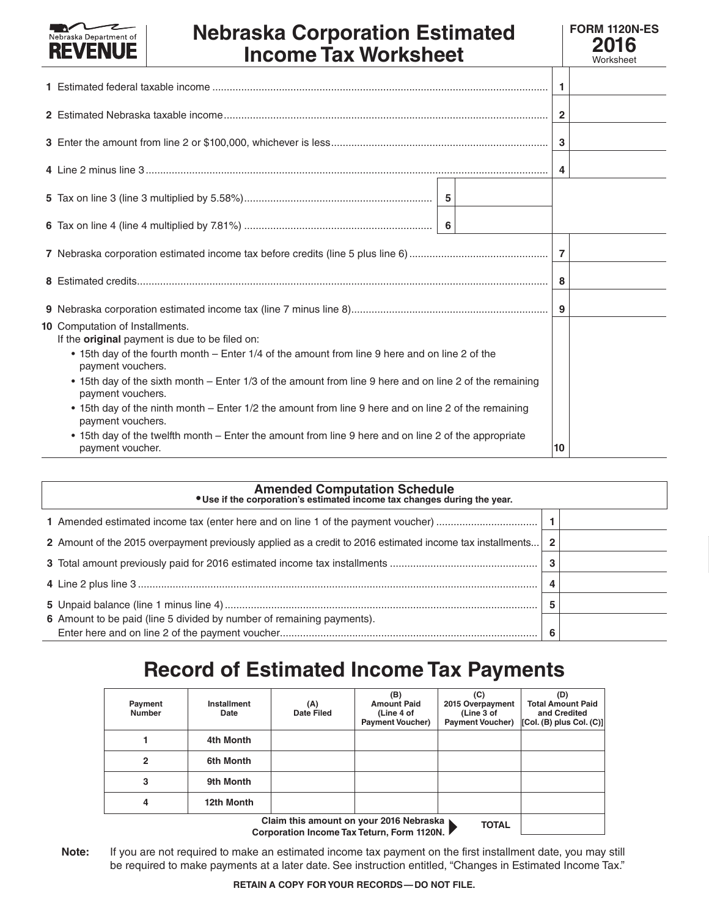Nebraska Department of **REVENUE**

# Nebraska Corporation Estimated Income Tax Worksheet

**FORM 1120N-ES**
**2016**
Worksheet

| | | | |
|---|---|---|---|
| **1** Estimated federal taxable income | | **1** | |
| **2** Estimated Nebraska taxable income | | **2** | |
| **3** Enter the amount from line 2 or $100,000, whichever is less | | **3** | |
| **4** Line 2 minus line 3 | | **4** | |
| **5** Tax on line 3 (line 3 multiplied by 5.58%) | **5** | | |
| **6** Tax on line 4 (line 4 multiplied by 7.81%) | **6** | | |
| **7** Nebraska corporation estimated income tax before credits (line 5 plus line 6) | | **7** | |
| **8** Estimated credits | | **8** | |
| **9** Nebraska corporation estimated income tax (line 7 minus line 8) | | **9** | |
| **10** Computation of Installments. If the **original** payment is due to be filed on: • 15th day of the fourth month – Enter 1/4 of the amount from line 9 here and on line 2 of the payment vouchers. • 15th day of the sixth month – Enter 1/3 of the amount from line 9 here and on line 2 of the remaining payment vouchers. • 15th day of the ninth month – Enter 1/2 the amount from line 9 here and on line 2 of the remaining payment vouchers. • 15th day of the twelfth month – Enter the amount from line 9 here and on line 2 of the appropriate payment voucher. | | **10** | |

## Amended Computation Schedule

• Use if the corporation's estimated income tax changes during the year.

| | | |
|---|---|---|
| **1** Amended estimated income tax (enter here and on line 1 of the payment voucher) | **1** | |
| **2** Amount of the 2015 overpayment previously applied as a credit to 2016 estimated income tax installments | **2** | |
| **3** Total amount previously paid for 2016 estimated income tax installments | **3** | |
| **4** Line 2 plus line 3 | **4** | |
| **5** Unpaid balance (line 1 minus line 4) | **5** | |
| **6** Amount to be paid (line 5 divided by number of remaining payments). Enter here and on line 2 of the payment voucher | **6** | |

# Record of Estimated Income Tax Payments

| Payment Number | Installment Date | (A) Date Filed | (B) Amount Paid (Line 4 of Payment Voucher) | (C) 2015 Overpayment (Line 3 of Payment Voucher) | (D) Total Amount Paid and Credited [Col. (B) plus Col. (C)] |
|---|---|---|---|---|---|
| 1 | 4th Month | | | | |
| 2 | 6th Month | | | | |
| 3 | 9th Month | | | | |
| 4 | 12th Month | | | | |
| | | Claim this amount on your 2016 Nebraska Corporation Income Tax Teturn, Form 1120N. | | TOTAL | |

**Note:** If you are not required to make an estimated income tax payment on the first installment date, you may still be required to make payments at a later date. See instruction entitled, "Changes in Estimated Income Tax."

**RETAIN A COPY FOR YOUR RECORDS — DO NOT FILE.**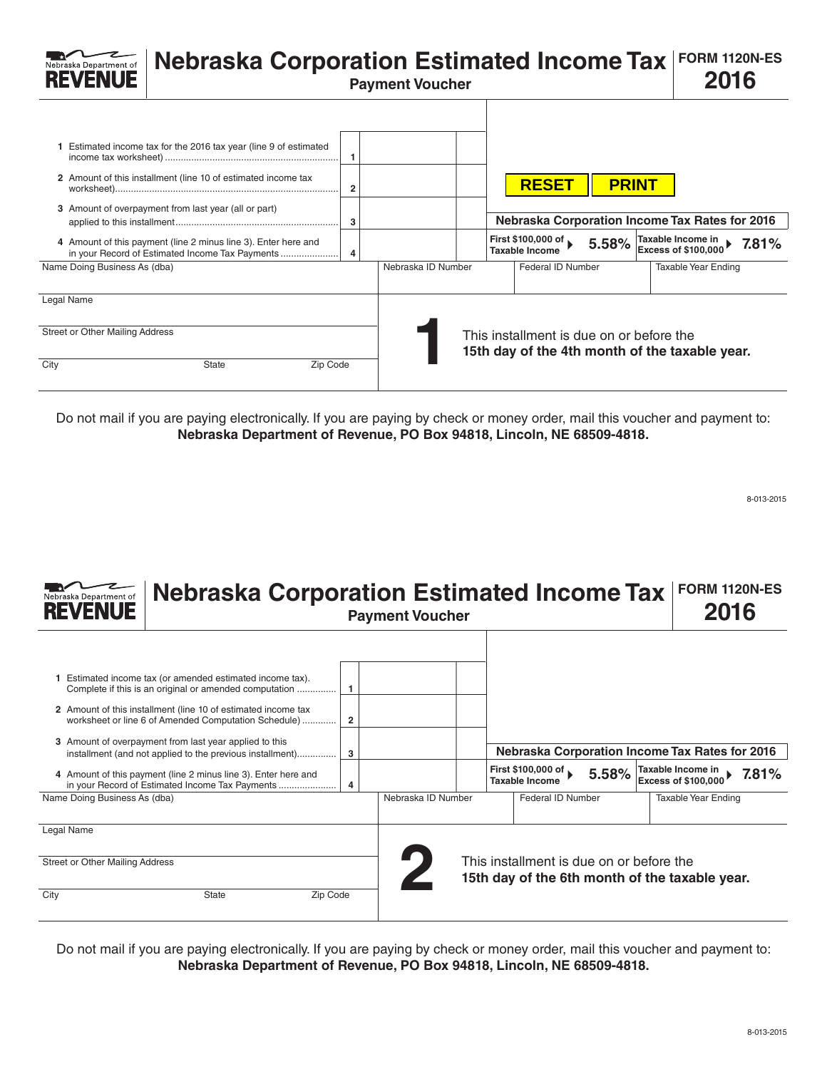Nebraska Department of **REVENUE**

# Nebraska Corporation Estimated Income Tax

**Payment Voucher**

**FORM 1120N-ES**
**2016**

| | | |
|---|---|---|
| **1** Estimated income tax for the 2016 tax year (line 9 of estimated income tax worksheet) | 1 | |
| **2** Amount of this installment (line 10 of estimated income tax worksheet) | 2 | |
| **3** Amount of overpayment from last year (all or part) applied to this installment | 3 | |
| **4** Amount of this payment (line 2 minus line 3). Enter here and in your Record of Estimated Income Tax Payments | 4 | |

RESET PRINT

| Nebraska Corporation Income Tax Rates for 2016 | | | |
|---|---|---|---|
| First $100,000 of Taxable Income | 5.58% | Taxable Income in Excess of $100,000 | 7.81% |

| Name Doing Business As (dba) | Nebraska ID Number | Federal ID Number | Taxable Year Ending |
|---|---|---|---|
| | | | |

Legal Name

Street or Other Mailing Address

City State Zip Code

**1** This installment is due on or before the **15th day of the 4th month of the taxable year.**

Do not mail if you are paying electronically. If you are paying by check or money order, mail this voucher and payment to: **Nebraska Department of Revenue, PO Box 94818, Lincoln, NE 68509-4818.**

8-013-2015

Nebraska Department of **REVENUE**

# Nebraska Corporation Estimated Income Tax

**Payment Voucher**

**FORM 1120N-ES**
**2016**

| | | |
|---|---|---|
| **1** Estimated income tax (or amended estimated income tax). Complete if this is an original or amended computation | 1 | |
| **2** Amount of this installment (line 10 of estimated income tax worksheet or line 6 of Amended Computation Schedule) | 2 | |
| **3** Amount of overpayment from last year applied to this installment (and not applied to the previous installment) | 3 | |
| **4** Amount of this payment (line 2 minus line 3). Enter here and in your Record of Estimated Income Tax Payments | 4 | |

| Nebraska Corporation Income Tax Rates for 2016 | | | |
|---|---|---|---|
| First $100,000 of Taxable Income | 5.58% | Taxable Income in Excess of $100,000 | 7.81% |

| Name Doing Business As (dba) | Nebraska ID Number | Federal ID Number | Taxable Year Ending |
|---|---|---|---|
| | | | |

Legal Name

Street or Other Mailing Address

City State Zip Code

**2** This installment is due on or before the **15th day of the 6th month of the taxable year.**

Do not mail if you are paying electronically. If you are paying by check or money order, mail this voucher and payment to: **Nebraska Department of Revenue, PO Box 94818, Lincoln, NE 68509-4818.**

8-013-2015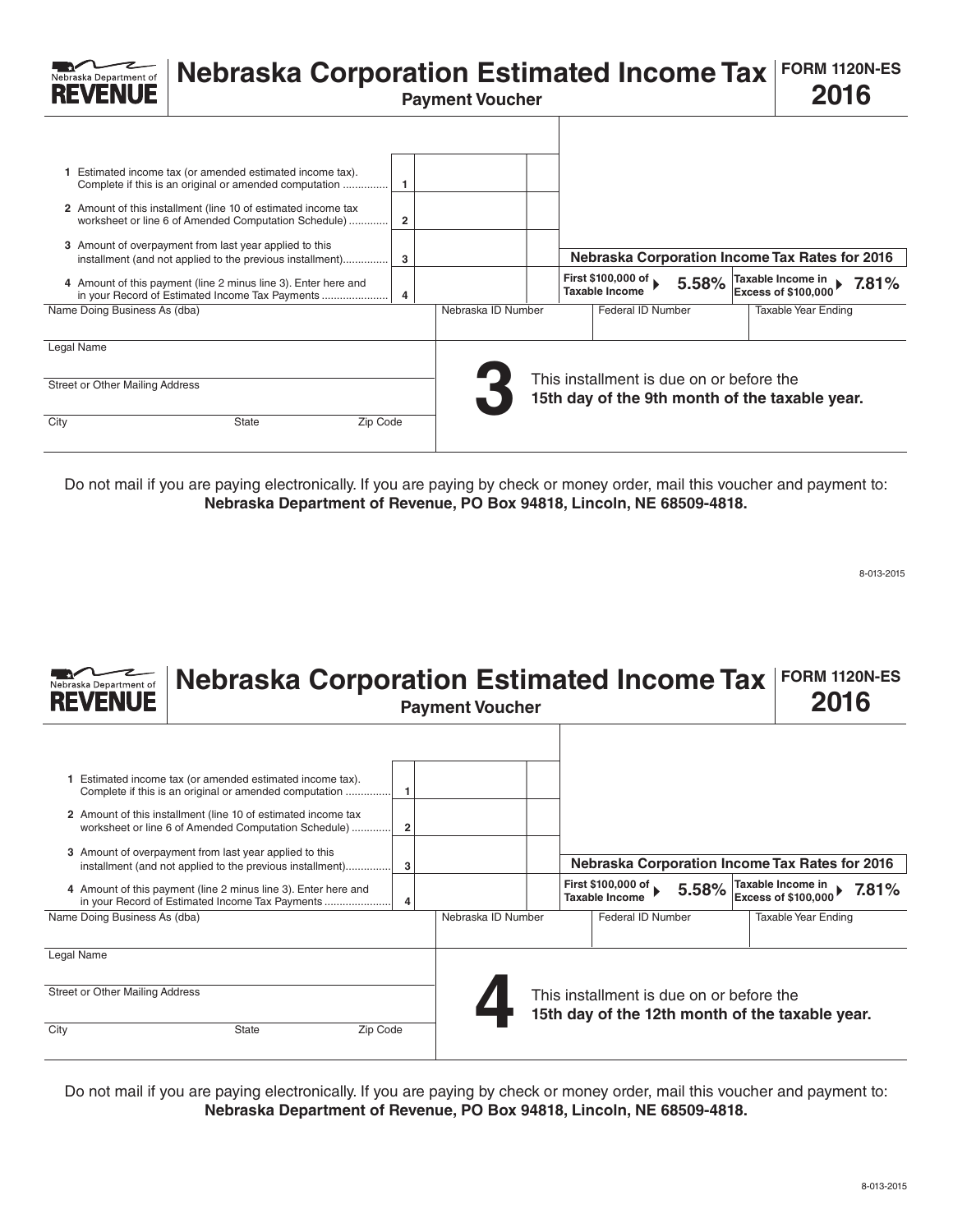Nebraska Department of **REVENUE**

# Nebraska Corporation Estimated Income Tax

**Payment Voucher**

**FORM 1120N-ES**
**2016**

| | | |
|---|---|---|
| **1** Estimated income tax (or amended estimated income tax). Complete if this is an original or amended computation .............. | 1 | |
| **2** Amount of this installment (line 10 of estimated income tax worksheet or line 6 of Amended Computation Schedule) ............. | 2 | |
| **3** Amount of overpayment from last year applied to this installment (and not applied to the previous installment).............. | 3 | |
| **4** Amount of this payment (line 2 minus line 3). Enter here and in your Record of Estimated Income Tax Payments ...................... | 4 | |

**Nebraska Corporation Income Tax Rates for 2016**

| | | | |
|---|---|---|---|
| **First $100,000 of Taxable Income** | **5.58%** | **Taxable Income in Excess of $100,000** | **7.81%** |

| Name Doing Business As (dba) | Nebraska ID Number | Federal ID Number | Taxable Year Ending |
|---|---|---|---|
| | | | |

Legal Name

Street or Other Mailing Address

City | State | Zip Code

# 3

This installment is due on or before the
**15th day of the 9th month of the taxable year.**

Do not mail if you are paying electronically. If you are paying by check or money order, mail this voucher and payment to:
**Nebraska Department of Revenue, PO Box 94818, Lincoln, NE 68509-4818.**

8-013-2015

---

Nebraska Department of **REVENUE**

# Nebraska Corporation Estimated Income Tax

**Payment Voucher**

**FORM 1120N-ES**
**2016**

| | | |
|---|---|---|
| **1** Estimated income tax (or amended estimated income tax). Complete if this is an original or amended computation .............. | 1 | |
| **2** Amount of this installment (line 10 of estimated income tax worksheet or line 6 of Amended Computation Schedule) ............. | 2 | |
| **3** Amount of overpayment from last year applied to this installment (and not applied to the previous installment).............. | 3 | |
| **4** Amount of this payment (line 2 minus line 3). Enter here and in your Record of Estimated Income Tax Payments ...................... | 4 | |

**Nebraska Corporation Income Tax Rates for 2016**

| | | | |
|---|---|---|---|
| **First $100,000 of Taxable Income** | **5.58%** | **Taxable Income in Excess of $100,000** | **7.81%** |

| Name Doing Business As (dba) | Nebraska ID Number | Federal ID Number | Taxable Year Ending |
|---|---|---|---|
| | | | |

Legal Name

Street or Other Mailing Address

City | State | Zip Code

# 4

This installment is due on or before the
**15th day of the 12th month of the taxable year.**

Do not mail if you are paying electronically. If you are paying by check or money order, mail this voucher and payment to:
**Nebraska Department of Revenue, PO Box 94818, Lincoln, NE 68509-4818.**

8-013-2015